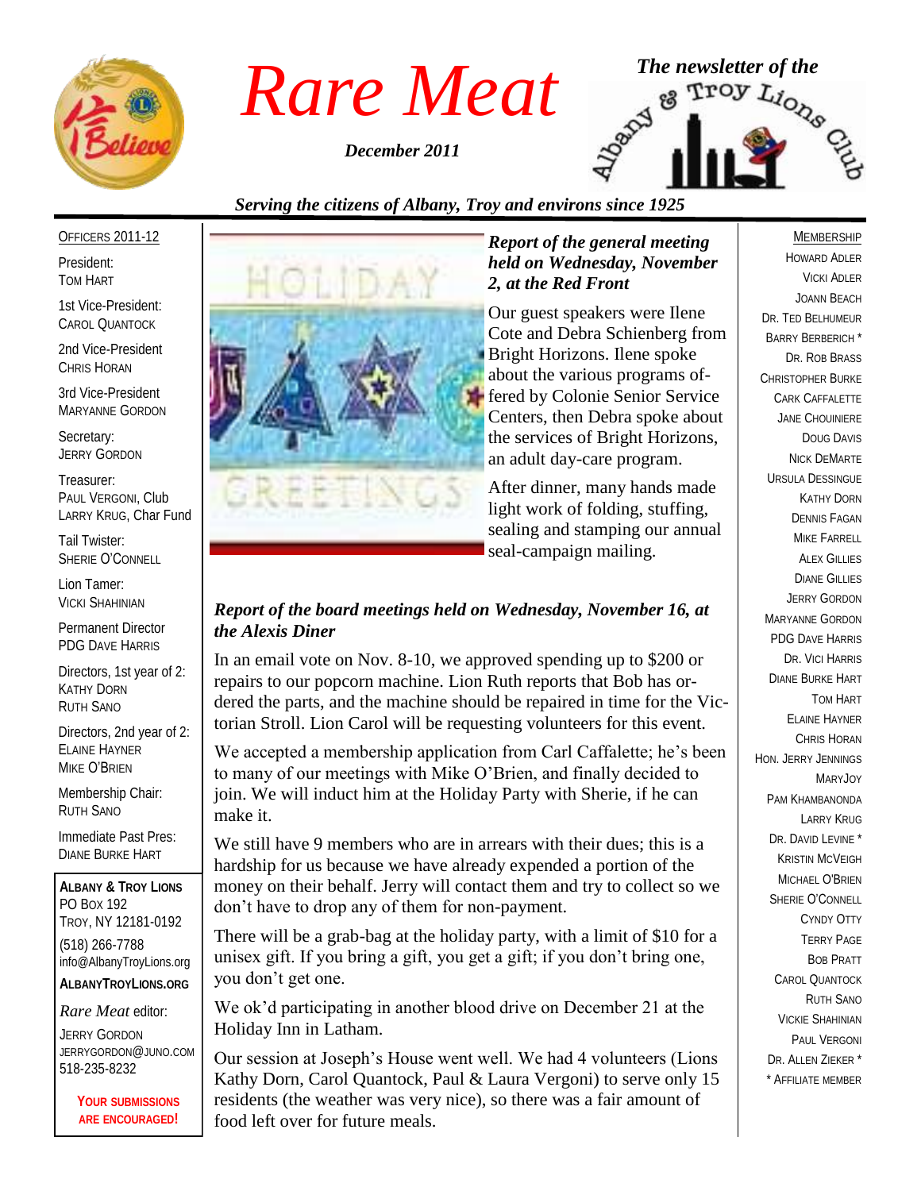# Rare Meat

*December 2011*

*The newsletter of the* Albany & Troy Lions Club

*Serving the citizens of Albany, Troy and environs since 1925*

OFFICERS 2011-12

President:
TOM HART

1st Vice-President:
CAROL QUANTOCK

2nd Vice-President
CHRIS HORAN

3rd Vice-President
MARYANNE GORDON

Secretary:
JERRY GORDON

Treasurer:
PAUL VERGONI, Club
LARRY KRUG, Char Fund

Tail Twister:
SHERIE O'CONNELL

Lion Tamer:
VICKI SHAHINIAN

Permanent Director
PDG DAVE HARRIS

Directors, 1st year of 2:
KATHY DORN
RUTH SANO

Directors, 2nd year of 2:
ELAINE HAYNER
MIKE O'BRIEN

Membership Chair:
RUTH SANO

Immediate Past Pres:
DIANE BURKE HART

**ALBANY & TROY LIONS**
PO BOX 192
TROY, NY 12181-0192
(518) 266-7788
info@AlbanyTroyLions.org
**ALBANYTROYLIONS.ORG**

*Rare Meat* editor:
JERRY GORDON
JERRYGORDON@JUNO.COM
518-235-8232

**YOUR SUBMISSIONS ARE ENCOURAGED!**

### *Report of the general meeting held on Wednesday, November 2, at the Red Front*

Our guest speakers were Ilene Cote and Debra Schienberg from Bright Horizons. Ilene spoke about the various programs offered by Colonie Senior Service Centers, then Debra spoke about the services of Bright Horizons, an adult day-care program.

After dinner, many hands made light work of folding, stuffing, sealing and stamping our annual seal-campaign mailing.

### *Report of the board meetings held on Wednesday, November 16, at the Alexis Diner*

In an email vote on Nov. 8-10, we approved spending up to $200 or repairs to our popcorn machine. Lion Ruth reports that Bob has ordered the parts, and the machine should be repaired in time for the Victorian Stroll. Lion Carol will be requesting volunteers for this event.

We accepted a membership application from Carl Caffalette; he's been to many of our meetings with Mike O'Brien, and finally decided to join. We will induct him at the Holiday Party with Sherie, if he can make it.

We still have 9 members who are in arrears with their dues; this is a hardship for us because we have already expended a portion of the money on their behalf. Jerry will contact them and try to collect so we don't have to drop any of them for non-payment.

There will be a grab-bag at the holiday party, with a limit of $10 for a unisex gift. If you bring a gift, you get a gift; if you don't bring one, you don't get one.

We ok'd participating in another blood drive on December 21 at the Holiday Inn in Latham.

Our session at Joseph's House went well. We had 4 volunteers (Lions Kathy Dorn, Carol Quantock, Paul & Laura Vergoni) to serve only 15 residents (the weather was very nice), so there was a fair amount of food left over for future meals.

MEMBERSHIP

HOWARD ADLER
VICKI ADLER
JOANN BEACH
DR. TED BELHUMEUR
BARRY BERBERICH *
DR. ROB BRASS
CHRISTOPHER BURKE
CARK CAFFALETTE
JANE CHOUINIERE
DOUG DAVIS
NICK DEMARTE
URSULA DESSINGUE
KATHY DORN
DENNIS FAGAN
MIKE FARRELL
ALEX GILLIES
DIANE GILLIES
JERRY GORDON
MARYANNE GORDON
PDG DAVE HARRIS
DR. VICI HARRIS
DIANE BURKE HART
TOM HART
ELAINE HAYNER
CHRIS HORAN
HON. JERRY JENNINGS
MARYJOY
PAM KHAMBANONDA
LARRY KRUG
DR. DAVID LEVINE *
KRISTIN MCVEIGH
MICHAEL O'BRIEN
SHERIE O'CONNELL
CYNDY OTTY
TERRY PAGE
BOB PRATT
CAROL QUANTOCK
RUTH SANO
VICKIE SHAHINIAN
PAUL VERGONI
DR. ALLEN ZIEKER *
* AFFILIATE MEMBER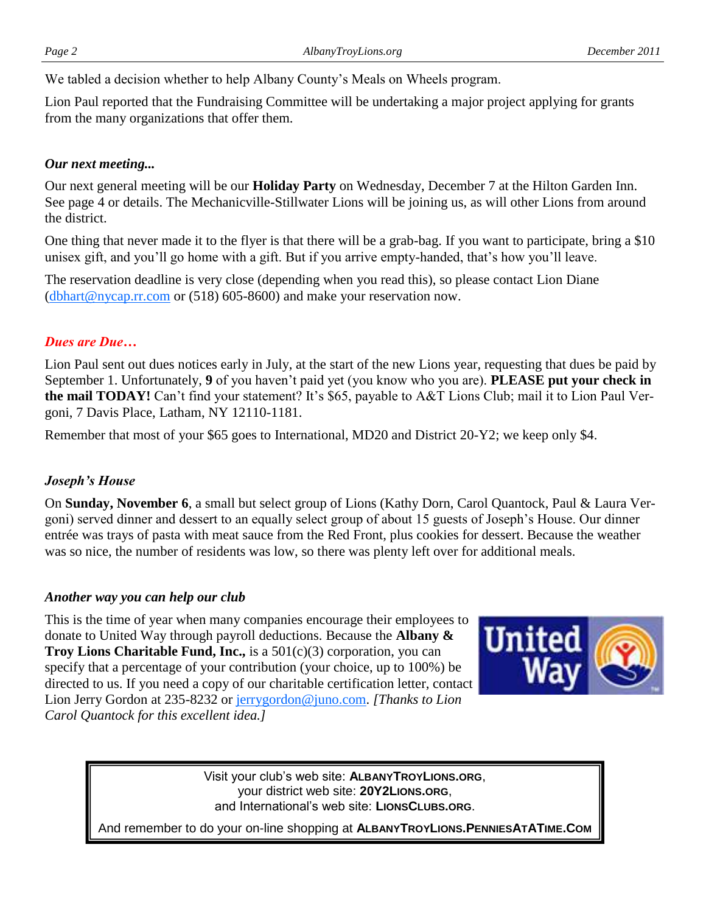We tabled a decision whether to help Albany County's Meals on Wheels program.

Lion Paul reported that the Fundraising Committee will be undertaking a major project applying for grants from the many organizations that offer them.

### *Our next meeting...*

Our next general meeting will be our **Holiday Party** on Wednesday, December 7 at the Hilton Garden Inn. See page 4 or details. The Mechanicville-Stillwater Lions will be joining us, as will other Lions from around the district.

One thing that never made it to the flyer is that there will be a grab-bag. If you want to participate, bring a $10 unisex gift, and you'll go home with a gift. But if you arrive empty-handed, that's how you'll leave.

The reservation deadline is very close (depending when you read this), so please contact Lion Diane (dbhart@nycap.rr.com or (518) 605-8600) and make your reservation now.

### *Dues are Due…*

Lion Paul sent out dues notices early in July, at the start of the new Lions year, requesting that dues be paid by September 1. Unfortunately, **9** of you haven't paid yet (you know who you are). **PLEASE put your check in the mail TODAY!** Can't find your statement? It's $65, payable to A&T Lions Club; mail it to Lion Paul Vergoni, 7 Davis Place, Latham, NY 12110-1181.

Remember that most of your $65 goes to International, MD20 and District 20-Y2; we keep only $4.

### *Joseph's House*

On **Sunday, November 6**, a small but select group of Lions (Kathy Dorn, Carol Quantock, Paul & Laura Vergoni) served dinner and dessert to an equally select group of about 15 guests of Joseph's House. Our dinner entrée was trays of pasta with meat sauce from the Red Front, plus cookies for dessert. Because the weather was so nice, the number of residents was low, so there was plenty left over for additional meals.

### *Another way you can help our club*

This is the time of year when many companies encourage their employees to donate to United Way through payroll deductions. Because the **Albany & Troy Lions Charitable Fund, Inc.,** is a 501(c)(3) corporation, you can specify that a percentage of your contribution (your choice, up to 100%) be directed to us. If you need a copy of our charitable certification letter, contact Lion Jerry Gordon at 235-8232 or jerrygordon@juno.com. *[Thanks to Lion Carol Quantock for this excellent idea.]*

---

Visit your club's web site: **ALBANYTROYLIONS.ORG**,
your district web site: **20Y2LIONS.ORG**,
and International's web site: **LIONSCLUBS.ORG**.

And remember to do your on-line shopping at **ALBANYTROYLIONS.PENNIESATATIME.COM**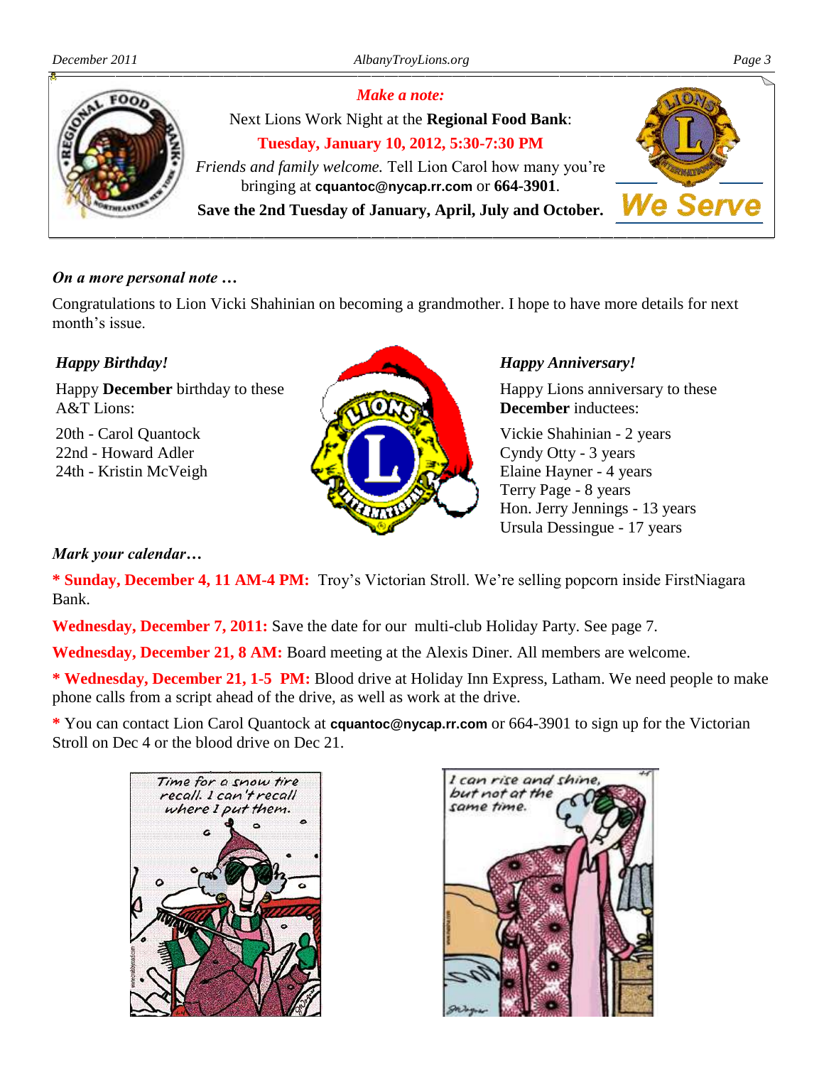***Make a note:***

Next Lions Work Night at the **Regional Food Bank**:

**Tuesday, January 10, 2012, 5:30-7:30 PM**

*Friends and family welcome.* Tell Lion Carol how many you're bringing at **cquantoc@nycap.rr.com** or **664-3901**.

**Save the 2nd Tuesday of January, April, July and October.**

We Serve

### *On a more personal note …*

Congratulations to Lion Vicki Shahinian on becoming a grandmother. I hope to have more details for next month's issue.

### *Happy Birthday!*

Happy **December** birthday to these A&T Lions:

20th - Carol Quantock
22nd - Howard Adler
24th - Kristin McVeigh

### *Happy Anniversary!*

Happy Lions anniversary to these **December** inductees:

Vickie Shahinian - 2 years
Cyndy Otty - 3 years
Elaine Hayner - 4 years
Terry Page - 8 years
Hon. Jerry Jennings - 13 years
Ursula Dessingue - 17 years

### *Mark your calendar…*

**\* Sunday, December 4, 11 AM-4 PM:** Troy's Victorian Stroll. We're selling popcorn inside FirstNiagara Bank.

**Wednesday, December 7, 2011:** Save the date for our multi-club Holiday Party. See page 7.

**Wednesday, December 21, 8 AM:** Board meeting at the Alexis Diner. All members are welcome.

**\* Wednesday, December 21, 1-5 PM:** Blood drive at Holiday Inn Express, Latham. We need people to make phone calls from a script ahead of the drive, as well as work at the drive.

\* You can contact Lion Carol Quantock at **cquantoc@nycap.rr.com** or 664-3901 to sign up for the Victorian Stroll on Dec 4 or the blood drive on Dec 21.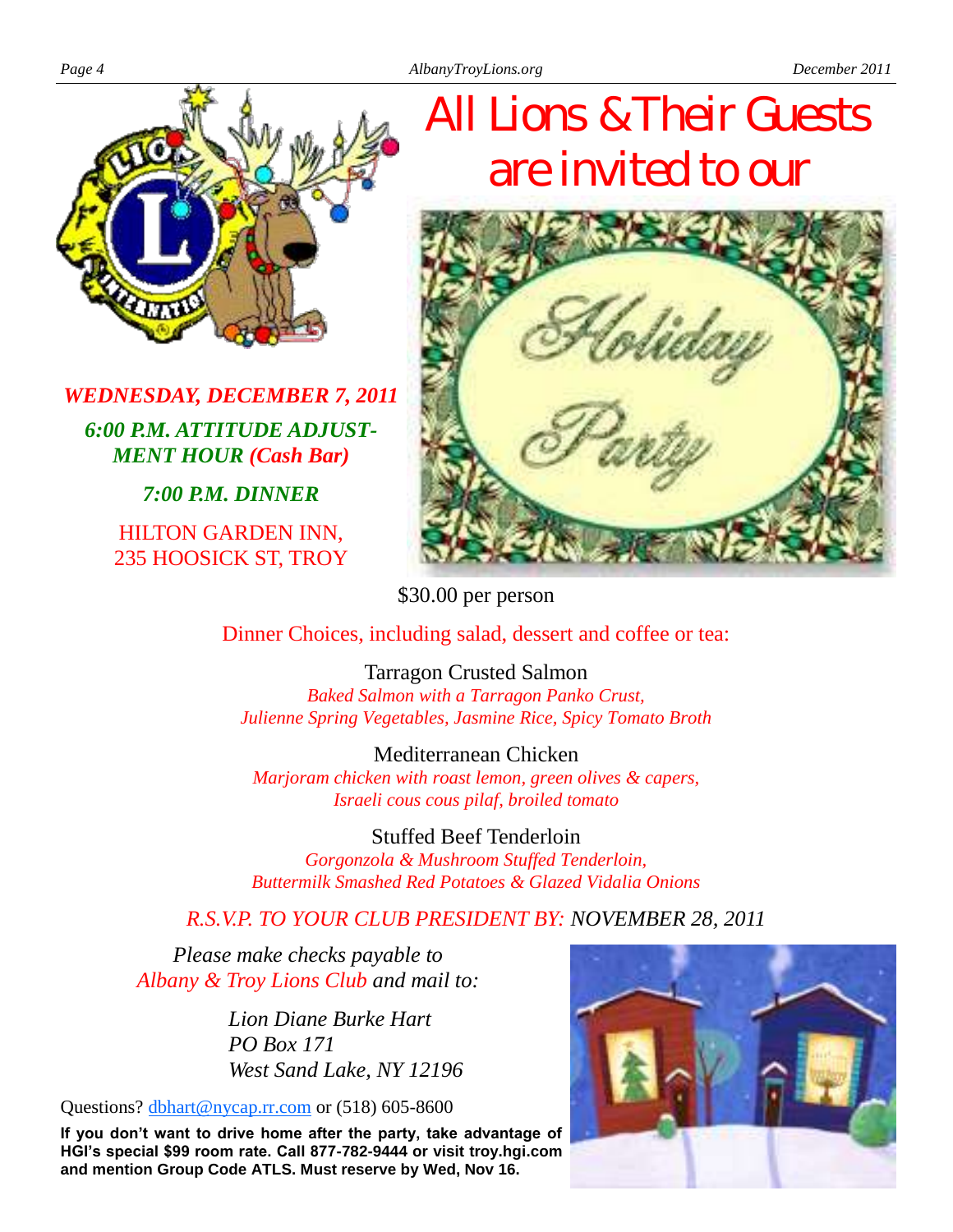# All Lions & Their Guests are invited to our

Holiday Party

***WEDNESDAY, DECEMBER 7, 2011***

***6:00 P.M. ATTITUDE ADJUSTMENT HOUR (Cash Bar)***

***7:00 P.M. DINNER***

HILTON GARDEN INN,
235 HOOSICK ST, TROY

$30.00 per person

Dinner Choices, including salad, dessert and coffee or tea:

Tarragon Crusted Salmon
*Baked Salmon with a Tarragon Panko Crust,*
*Julienne Spring Vegetables, Jasmine Rice, Spicy Tomato Broth*

Mediterranean Chicken
*Marjoram chicken with roast lemon, green olives & capers,*
*Israeli cous cous pilaf, broiled tomato*

Stuffed Beef Tenderloin
*Gorgonzola & Mushroom Stuffed Tenderloin,*
*Buttermilk Smashed Red Potatoes & Glazed Vidalia Onions*

*R.S.V.P. TO YOUR CLUB PRESIDENT BY: NOVEMBER 28, 2011*

*Please make checks payable to*
*Albany & Troy Lions Club and mail to:*

*Lion Diane Burke Hart*
*PO Box 171*
*West Sand Lake, NY 12196*

Questions? dbhart@nycap.rr.com or (518) 605-8600

**If you don't want to drive home after the party, take advantage of HGI's special $99 room rate. Call 877-782-9444 or visit troy.hgi.com and mention Group Code ATLS. Must reserve by Wed, Nov 16.**